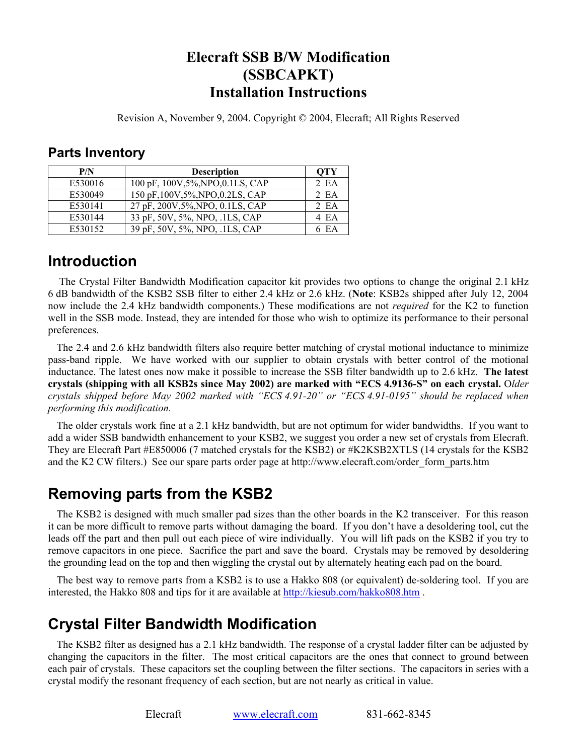# Elecraft SSB B/W Modification (SSBCAPKT) Installation Instructions

Revision A, November 9, 2004. Copyright © 2004, Elecraft; All Rights Reserved

## Parts Inventory

| P/N | Description | QTY |
|---|---|---|
| E530016 | 100 pF, 100V,5%,NPO,0.1LS, CAP | 2 EA |
| E530049 | 150 pF,100V,5%,NPO,0.2LS, CAP | 2 EA |
| E530141 | 27 pF, 200V,5%,NPO, 0.1LS, CAP | 2 EA |
| E530144 | 33 pF, 50V, 5%, NPO, .1LS, CAP | 4 EA |
| E530152 | 39 pF, 50V, 5%, NPO, .1LS, CAP | 6 EA |

## Introduction

The Crystal Filter Bandwidth Modification capacitor kit provides two options to change the original 2.1 kHz 6 dB bandwidth of the KSB2 SSB filter to either 2.4 kHz or 2.6 kHz. (**Note**: KSB2s shipped after July 12, 2004 now include the 2.4 kHz bandwidth components.) These modifications are not *required* for the K2 to function well in the SSB mode. Instead, they are intended for those who wish to optimize its performance to their personal preferences.

The 2.4 and 2.6 kHz bandwidth filters also require better matching of crystal motional inductance to minimize pass-band ripple. We have worked with our supplier to obtain crystals with better control of the motional inductance. The latest ones now make it possible to increase the SSB filter bandwidth up to 2.6 kHz. **The latest crystals (shipping with all KSB2s since May 2002) are marked with "ECS 4.9136-S" on each crystal.** *Older crystals shipped before May 2002 marked with "ECS 4.91-20" or "ECS 4.91-0195" should be replaced when performing this modification.*

The older crystals work fine at a 2.1 kHz bandwidth, but are not optimum for wider bandwidths. If you want to add a wider SSB bandwidth enhancement to your KSB2, we suggest you order a new set of crystals from Elecraft. They are Elecraft Part #E850006 (7 matched crystals for the KSB2) or #K2KSB2XTLS (14 crystals for the KSB2 and the K2 CW filters.) See our spare parts order page at http://www.elecraft.com/order_form_parts.htm

## Removing parts from the KSB2

The KSB2 is designed with much smaller pad sizes than the other boards in the K2 transceiver. For this reason it can be more difficult to remove parts without damaging the board. If you don't have a desoldering tool, cut the leads off the part and then pull out each piece of wire individually. You will lift pads on the KSB2 if you try to remove capacitors in one piece. Sacrifice the part and save the board. Crystals may be removed by desoldering the grounding lead on the top and then wiggling the crystal out by alternately heating each pad on the board.

The best way to remove parts from a KSB2 is to use a Hakko 808 (or equivalent) de-soldering tool. If you are interested, the Hakko 808 and tips for it are available at http://kiesub.com/hakko808.htm .

## Crystal Filter Bandwidth Modification

The KSB2 filter as designed has a 2.1 kHz bandwidth. The response of a crystal ladder filter can be adjusted by changing the capacitors in the filter. The most critical capacitors are the ones that connect to ground between each pair of crystals. These capacitors set the coupling between the filter sections. The capacitors in series with a crystal modify the resonant frequency of each section, but are not nearly as critical in value.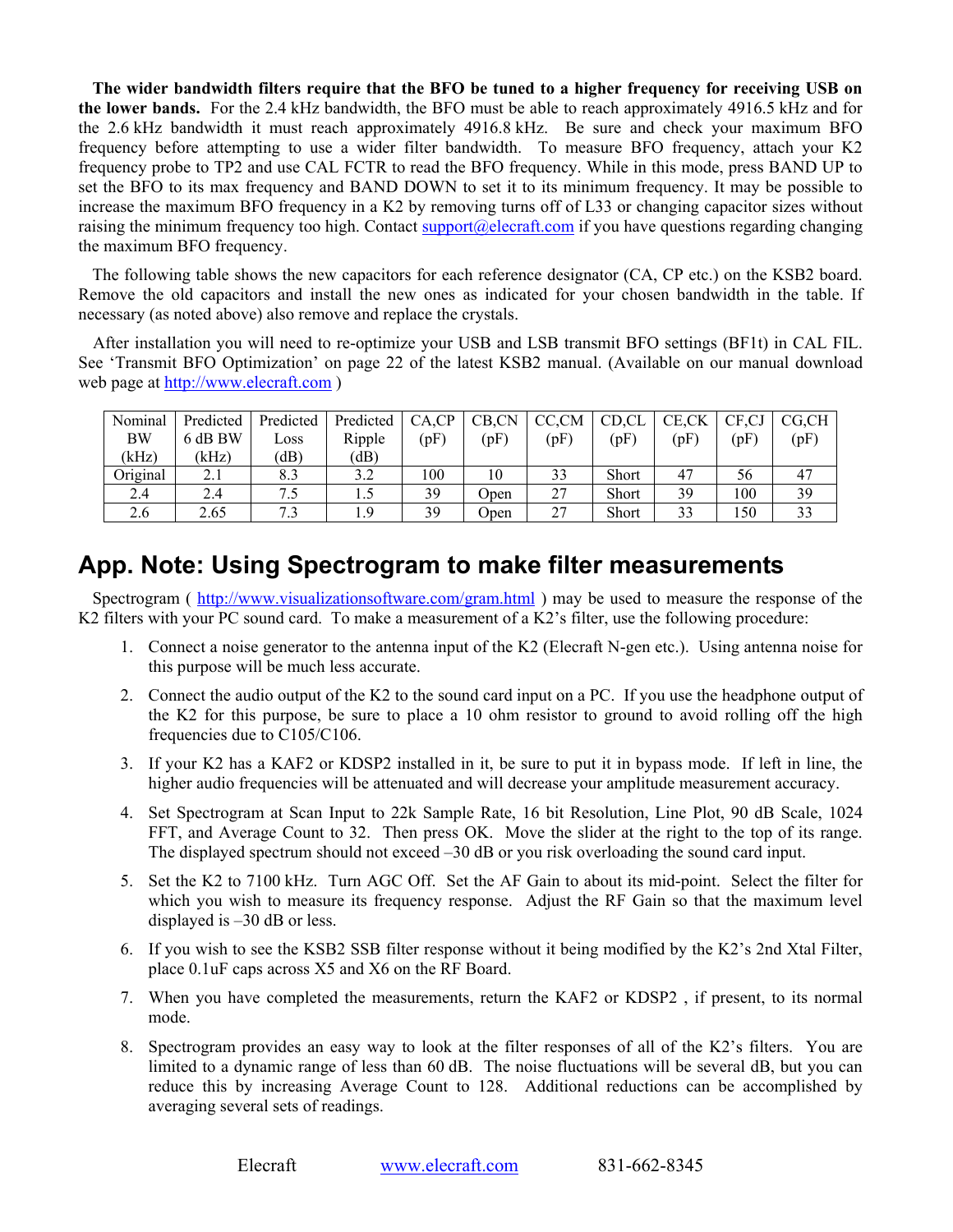**The wider bandwidth filters require that the BFO be tuned to a higher frequency for receiving USB on the lower bands.** For the 2.4 kHz bandwidth, the BFO must be able to reach approximately 4916.5 kHz and for the 2.6 kHz bandwidth it must reach approximately 4916.8 kHz. Be sure and check your maximum BFO frequency before attempting to use a wider filter bandwidth. To measure BFO frequency, attach your K2 frequency probe to TP2 and use CAL FCTR to read the BFO frequency. While in this mode, press BAND UP to set the BFO to its max frequency and BAND DOWN to set it to its minimum frequency. It may be possible to increase the maximum BFO frequency in a K2 by removing turns off of L33 or changing capacitor sizes without raising the minimum frequency too high. Contact support@elecraft.com if you have questions regarding changing the maximum BFO frequency.

The following table shows the new capacitors for each reference designator (CA, CP etc.) on the KSB2 board. Remove the old capacitors and install the new ones as indicated for your chosen bandwidth in the table. If necessary (as noted above) also remove and replace the crystals.

After installation you will need to re-optimize your USB and LSB transmit BFO settings (BF1t) in CAL FIL. See 'Transmit BFO Optimization' on page 22 of the latest KSB2 manual. (Available on our manual download web page at http://www.elecraft.com )

| Nominal BW (kHz) | Predicted 6 dB BW (kHz) | Predicted Loss (dB) | Predicted Ripple (dB) | CA,CP (pF) | CB,CN (pF) | CC,CM (pF) | CD,CL (pF) | CE,CK (pF) | CF,CJ (pF) | CG,CH (pF) |
|---|---|---|---|---|---|---|---|---|---|---|
| Original | 2.1 | 8.3 | 3.2 | 100 | 10 | 33 | Short | 47 | 56 | 47 |
| 2.4 | 2.4 | 7.5 | 1.5 | 39 | Open | 27 | Short | 39 | 100 | 39 |
| 2.6 | 2.65 | 7.3 | 1.9 | 39 | Open | 27 | Short | 33 | 150 | 33 |

# App. Note: Using Spectrogram to make filter measurements

Spectrogram ( http://www.visualizationsoftware.com/gram.html ) may be used to measure the response of the K2 filters with your PC sound card. To make a measurement of a K2's filter, use the following procedure:

1. Connect a noise generator to the antenna input of the K2 (Elecraft N-gen etc.). Using antenna noise for this purpose will be much less accurate.
2. Connect the audio output of the K2 to the sound card input on a PC. If you use the headphone output of the K2 for this purpose, be sure to place a 10 ohm resistor to ground to avoid rolling off the high frequencies due to C105/C106.
3. If your K2 has a KAF2 or KDSP2 installed in it, be sure to put it in bypass mode. If left in line, the higher audio frequencies will be attenuated and will decrease your amplitude measurement accuracy.
4. Set Spectrogram at Scan Input to 22k Sample Rate, 16 bit Resolution, Line Plot, 90 dB Scale, 1024 FFT, and Average Count to 32. Then press OK. Move the slider at the right to the top of its range. The displayed spectrum should not exceed –30 dB or you risk overloading the sound card input.
5. Set the K2 to 7100 kHz. Turn AGC Off. Set the AF Gain to about its mid-point. Select the filter for which you wish to measure its frequency response. Adjust the RF Gain so that the maximum level displayed is –30 dB or less.
6. If you wish to see the KSB2 SSB filter response without it being modified by the K2's 2nd Xtal Filter, place 0.1uF caps across X5 and X6 on the RF Board.
7. When you have completed the measurements, return the KAF2 or KDSP2 , if present, to its normal mode.
8. Spectrogram provides an easy way to look at the filter responses of all of the K2's filters. You are limited to a dynamic range of less than 60 dB. The noise fluctuations will be several dB, but you can reduce this by increasing Average Count to 128. Additional reductions can be accomplished by averaging several sets of readings.